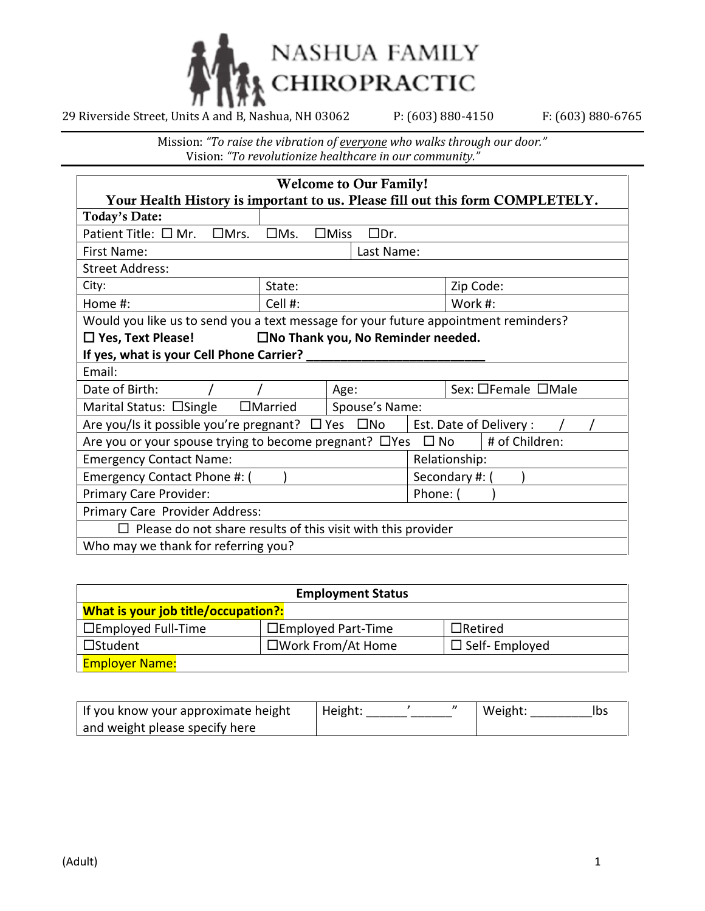# NASHUA FAMILY CHIROPRACTIC

29 Riverside Street, Units A and B, Nashua, NH 03062 P: (603) 880-4150 F: (603) 880-6765

Mission: *"To raise the vibration of everyone who walks through our door."*
Vision: *"To revolutionize healthcare in our community."*

| **Welcome to Our Family!** **Your Health History is important to us. Please fill out this form COMPLETELY.** | | |
|---|---|---|
| **Today's Date:** | | |
| Patient Title: ☐ Mr. ☐Mrs. ☐Ms. ☐Miss ☐Dr. | | |
| First Name: | Last Name: | |
| Street Address: | | |
| City: | State: | Zip Code: |
| Home #: | Cell #: | Work #: |
| Would you like us to send you a text message for your future appointment reminders? **☐ Yes, Text Please!** **☐No Thank you, No Reminder needed.** **If yes, what is your Cell Phone Carrier? ___________________________** | | |
| Email: | | |
| Date of Birth: / / | Age: | Sex: ☐Female ☐Male |
| Marital Status: ☐Single ☐Married | Spouse's Name: | |
| Are you/Is it possible you're pregnant? ☐ Yes ☐No | Est. Date of Delivery : / / | |
| Are you or your spouse trying to become pregnant? ☐Yes ☐ No | # of Children: | |
| Emergency Contact Name: | Relationship: | |
| Emergency Contact Phone #: ( ) | Secondary #: ( ) | |
| Primary Care Provider: | Phone: ( ) | |
| Primary Care Provider Address: | | |
| ☐ Please do not share results of this visit with this provider | | |
| Who may we thank for referring you? | | |

| **Employment Status** | | |
|---|---|---|
| **What is your job title/occupation?:** | | |
| ☐Employed Full-Time | ☐Employed Part-Time | ☐Retired |
| ☐Student | ☐Work From/At Home | ☐ Self- Employed |
| Employer Name: | | |

| If you know your approximate height and weight please specify here | Height: ______'______" | Weight: _________lbs |
|---|---|---|

(Adult)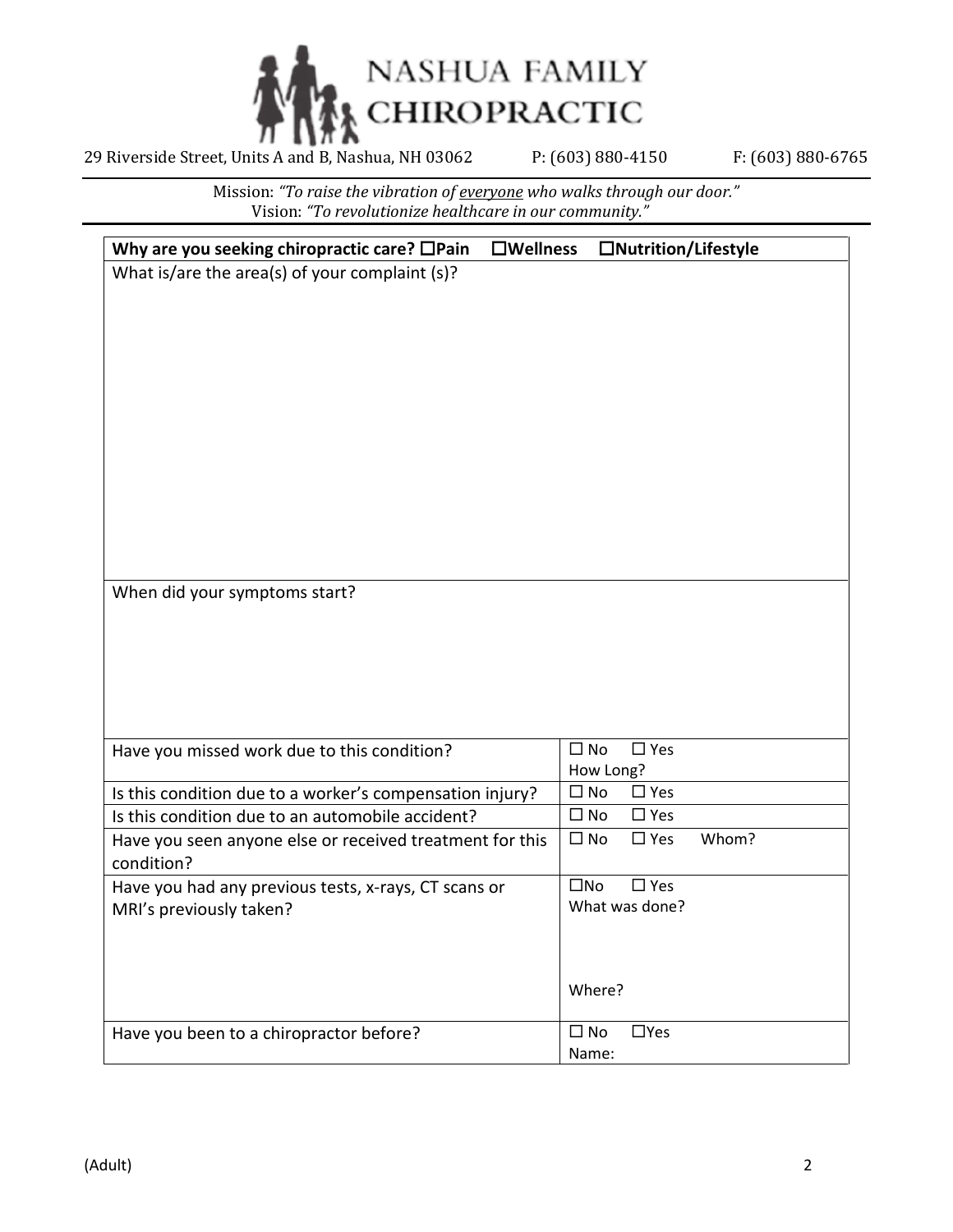# NASHUA FAMILY CHIROPRACTIC

29 Riverside Street, Units A and B, Nashua, NH 03062     P: (603) 880-4150     F: (603) 880-6765

Mission: *"To raise the vibration of everyone who walks through our door."*
Vision: *"To revolutionize healthcare in our community."*

**Why are you seeking chiropractic care? ☐Pain ☐Wellness ☐Nutrition/Lifestyle**

What is/are the area(s) of your complaint (s)?

When did your symptoms start?

| | |
|---|---|
| Have you missed work due to this condition? | ☐ No ☐ Yes<br>How Long? |
| Is this condition due to a worker's compensation injury? | ☐ No ☐ Yes |
| Is this condition due to an automobile accident? | ☐ No ☐ Yes |
| Have you seen anyone else or received treatment for this condition? | ☐ No ☐ Yes Whom? |
| Have you had any previous tests, x-rays, CT scans or MRI's previously taken? | ☐No ☐ Yes<br>What was done?<br><br>Where? |
| Have you been to a chiropractor before? | ☐ No ☐Yes<br>Name: |

(Adult)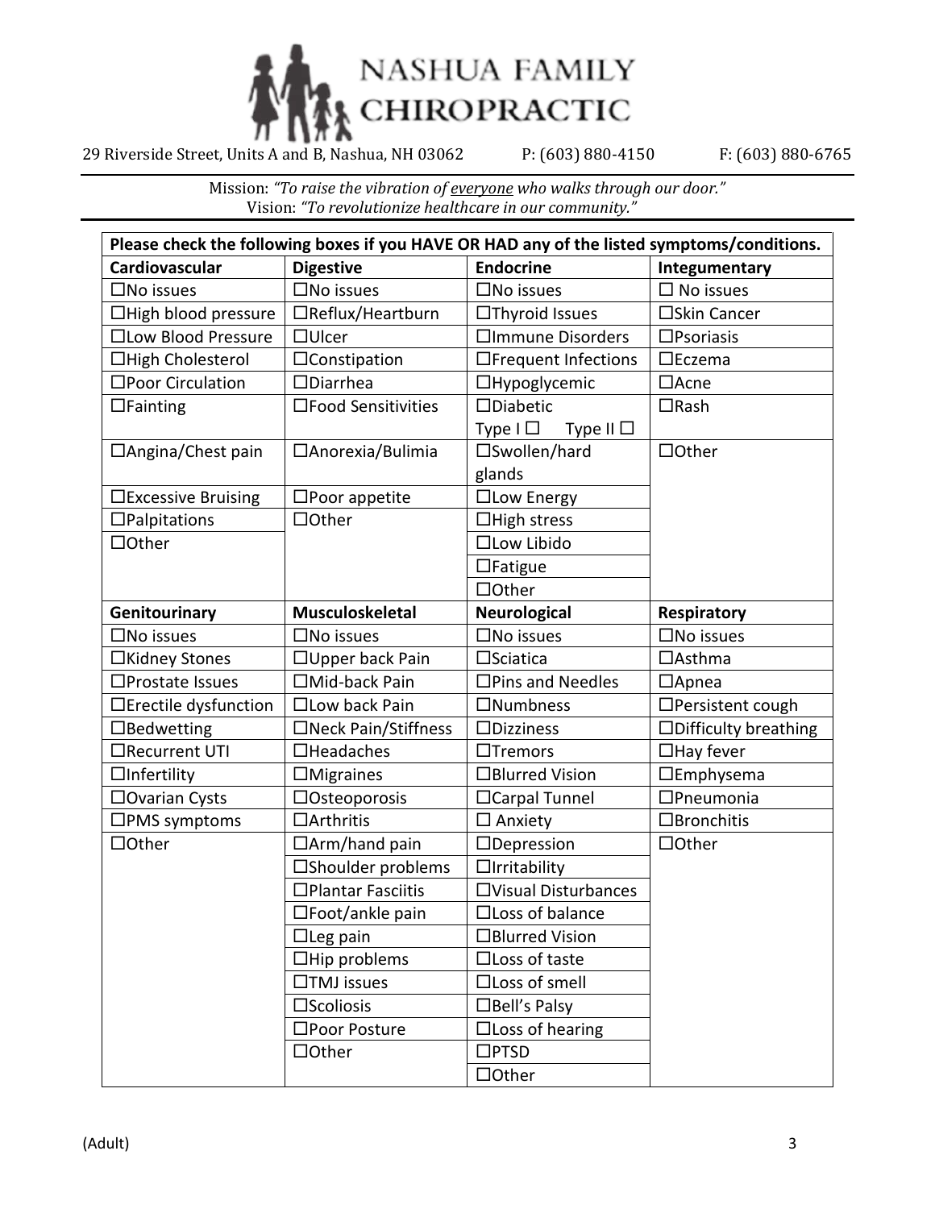# NASHUA FAMILY CHIROPRACTIC

29 Riverside Street, Units A and B, Nashua, NH 03062 P: (603) 880-4150 F: (603) 880-6765

Mission: *"To raise the vibration of everyone who walks through our door."*
Vision: *"To revolutionize healthcare in our community."*

**Please check the following boxes if you HAVE OR HAD any of the listed symptoms/conditions.**

| **Cardiovascular** | **Digestive** | **Endocrine** | **Integumentary** |
|---|---|---|---|
| ☐No issues | ☐No issues | ☐No issues | ☐ No issues |
| ☐High blood pressure | ☐Reflux/Heartburn | ☐Thyroid Issues | ☐Skin Cancer |
| ☐Low Blood Pressure | ☐Ulcer | ☐Immune Disorders | ☐Psoriasis |
| ☐High Cholesterol | ☐Constipation | ☐Frequent Infections | ☐Eczema |
| ☐Poor Circulation | ☐Diarrhea | ☐Hypoglycemic | ☐Acne |
| ☐Fainting | ☐Food Sensitivities | ☐Diabetic Type I ☐ Type II ☐ | ☐Rash |
| ☐Angina/Chest pain | ☐Anorexia/Bulimia | ☐Swollen/hard glands | ☐Other |
| ☐Excessive Bruising | ☐Poor appetite | ☐Low Energy | |
| ☐Palpitations | ☐Other | ☐High stress | |
| ☐Other | | ☐Low Libido | |
| | | ☐Fatigue | |
| | | ☐Other | |
| **Genitourinary** | **Musculoskeletal** | **Neurological** | **Respiratory** |
| ☐No issues | ☐No issues | ☐No issues | ☐No issues |
| ☐Kidney Stones | ☐Upper back Pain | ☐Sciatica | ☐Asthma |
| ☐Prostate Issues | ☐Mid-back Pain | ☐Pins and Needles | ☐Apnea |
| ☐Erectile dysfunction | ☐Low back Pain | ☐Numbness | ☐Persistent cough |
| ☐Bedwetting | ☐Neck Pain/Stiffness | ☐Dizziness | ☐Difficulty breathing |
| ☐Recurrent UTI | ☐Headaches | ☐Tremors | ☐Hay fever |
| ☐Infertility | ☐Migraines | ☐Blurred Vision | ☐Emphysema |
| ☐Ovarian Cysts | ☐Osteoporosis | ☐Carpal Tunnel | ☐Pneumonia |
| ☐PMS symptoms | ☐Arthritis | ☐ Anxiety | ☐Bronchitis |
| ☐Other | ☐Arm/hand pain | ☐Depression | ☐Other |
| | ☐Shoulder problems | ☐Irritability | |
| | ☐Plantar Fasciitis | ☐Visual Disturbances | |
| | ☐Foot/ankle pain | ☐Loss of balance | |
| | ☐Leg pain | ☐Blurred Vision | |
| | ☐Hip problems | ☐Loss of taste | |
| | ☐TMJ issues | ☐Loss of smell | |
| | ☐Scoliosis | ☐Bell's Palsy | |
| | ☐Poor Posture | ☐Loss of hearing | |
| | ☐Other | ☐PTSD | |
| | | ☐Other | |

(Adult)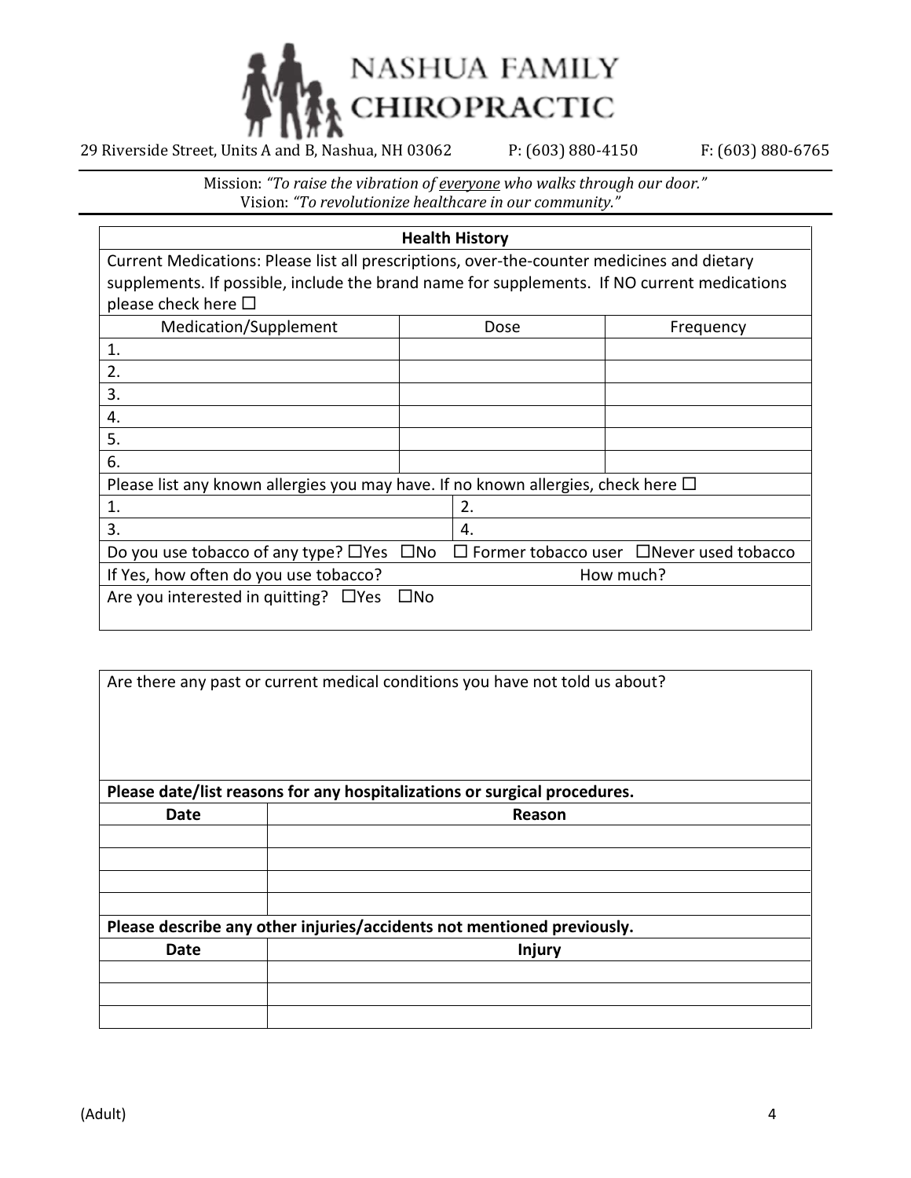# NASHUA FAMILY CHIROPRACTIC

29 Riverside Street, Units A and B, Nashua, NH 03062 P: (603) 880-4150 F: (603) 880-6765

Mission: *"To raise the vibration of everyone who walks through our door."*
Vision: *"To revolutionize healthcare in our community."*

## Health History

Current Medications: Please list all prescriptions, over-the-counter medicines and dietary supplements. If possible, include the brand name for supplements. If NO current medications please check here ☐

| Medication/Supplement | Dose | Frequency |
|---|---|---|
| 1. | | |
| 2. | | |
| 3. | | |
| 4. | | |
| 5. | | |
| 6. | | |

Please list any known allergies you may have. If no known allergies, check here ☐

| | |
|---|---|
| 1. | 2. |
| 3. | 4. |

Do you use tobacco of any type? ☐Yes ☐No ☐ Former tobacco user ☐Never used tobacco

If Yes, how often do you use tobacco? How much?

Are you interested in quitting? ☐Yes ☐No

Are there any past or current medical conditions you have not told us about?

**Please date/list reasons for any hospitalizations or surgical procedures.**

| Date | Reason |
|---|---|
| | |
| | |
| | |
| | |

**Please describe any other injuries/accidents not mentioned previously.**

| Date | Injury |
|---|---|
| | |
| | |
| | |

(Adult)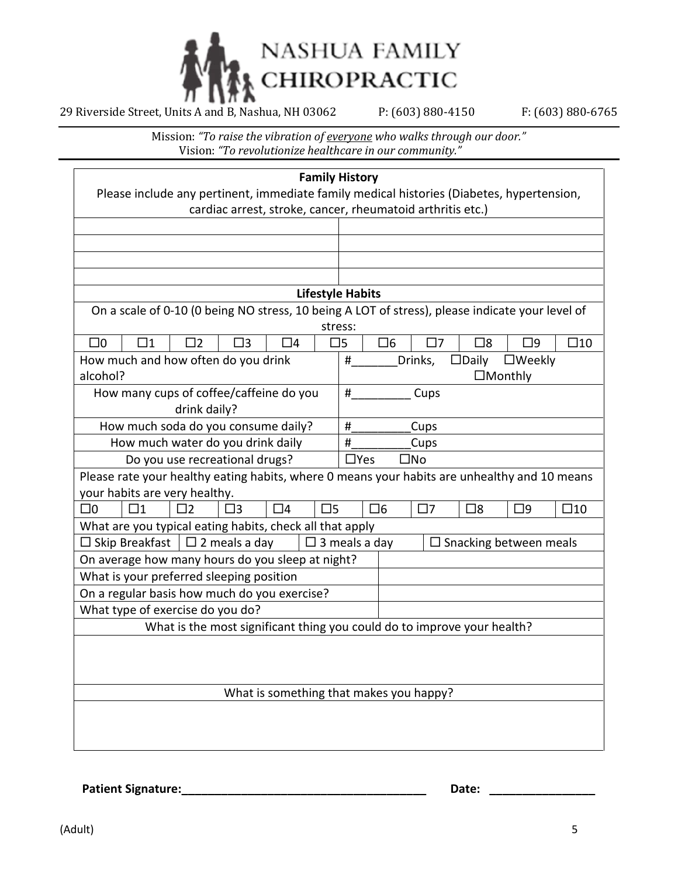# NASHUA FAMILY CHIROPRACTIC

29 Riverside Street, Units A and B, Nashua, NH 03062 P: (603) 880-4150 F: (603) 880-6765

Mission: *"To raise the vibration of everyone who walks through our door."*
Vision: *"To revolutionize healthcare in our community."*

## Family History

Please include any pertinent, immediate family medical histories (Diabetes, hypertension, cardiac arrest, stroke, cancer, rheumatoid arthritis etc.)

| | |
|---|---|
| | |
| | |
| | |
| | |

## Lifestyle Habits

On a scale of 0-10 (0 being NO stress, 10 being A LOT of stress), please indicate your level of stress:

☐0 ☐1 ☐2 ☐3 ☐4 ☐5 ☐6 ☐7 ☐8 ☐9 ☐10

| | |
|---|---|
| How much and how often do you drink alcohol? | #_______Drinks, ☐Daily ☐Weekly ☐Monthly |
| How many cups of coffee/caffeine do you drink daily? | #_________ Cups |
| How much soda do you consume daily? | #_________Cups |
| How much water do you drink daily | #_________Cups |
| Do you use recreational drugs? | ☐Yes ☐No |

Please rate your healthy eating habits, where 0 means your habits are unhealthy and 10 means your habits are very healthy.

☐0 ☐1 ☐2 ☐3 ☐4 ☐5 ☐6 ☐7 ☐8 ☐9 ☐10

What are you typical eating habits, check all that apply

☐ Skip Breakfast ☐ 2 meals a day ☐ 3 meals a day ☐ Snacking between meals

| | |
|---|---|
| On average how many hours do you sleep at night? | |
| What is your preferred sleeping position | |
| On a regular basis how much do you exercise? | |
| What type of exercise do you do? | |

What is the most significant thing you could do to improve your health?

What is something that makes you happy?

**Patient Signature:**_______________________________________ **Date:** ________________

(Adult)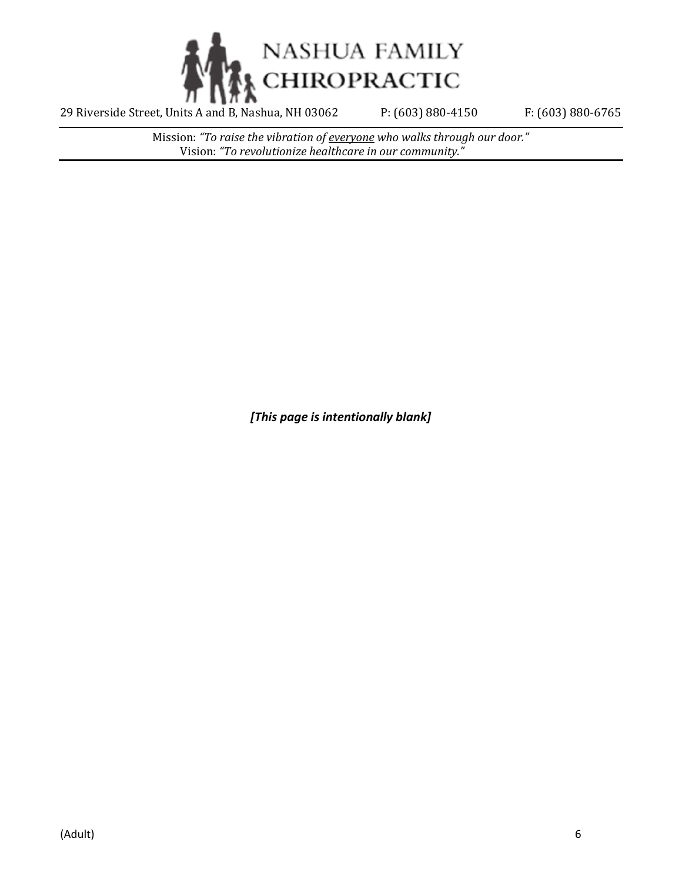NASHUA FAMILY CHIROPRACTIC

29 Riverside Street, Units A and B, Nashua, NH 03062 P: (603) 880-4150 F: (603) 880-6765

Mission: *"To raise the vibration of everyone who walks through our door."*
Vision: *"To revolutionize healthcare in our community."*

***[This page is intentionally blank]***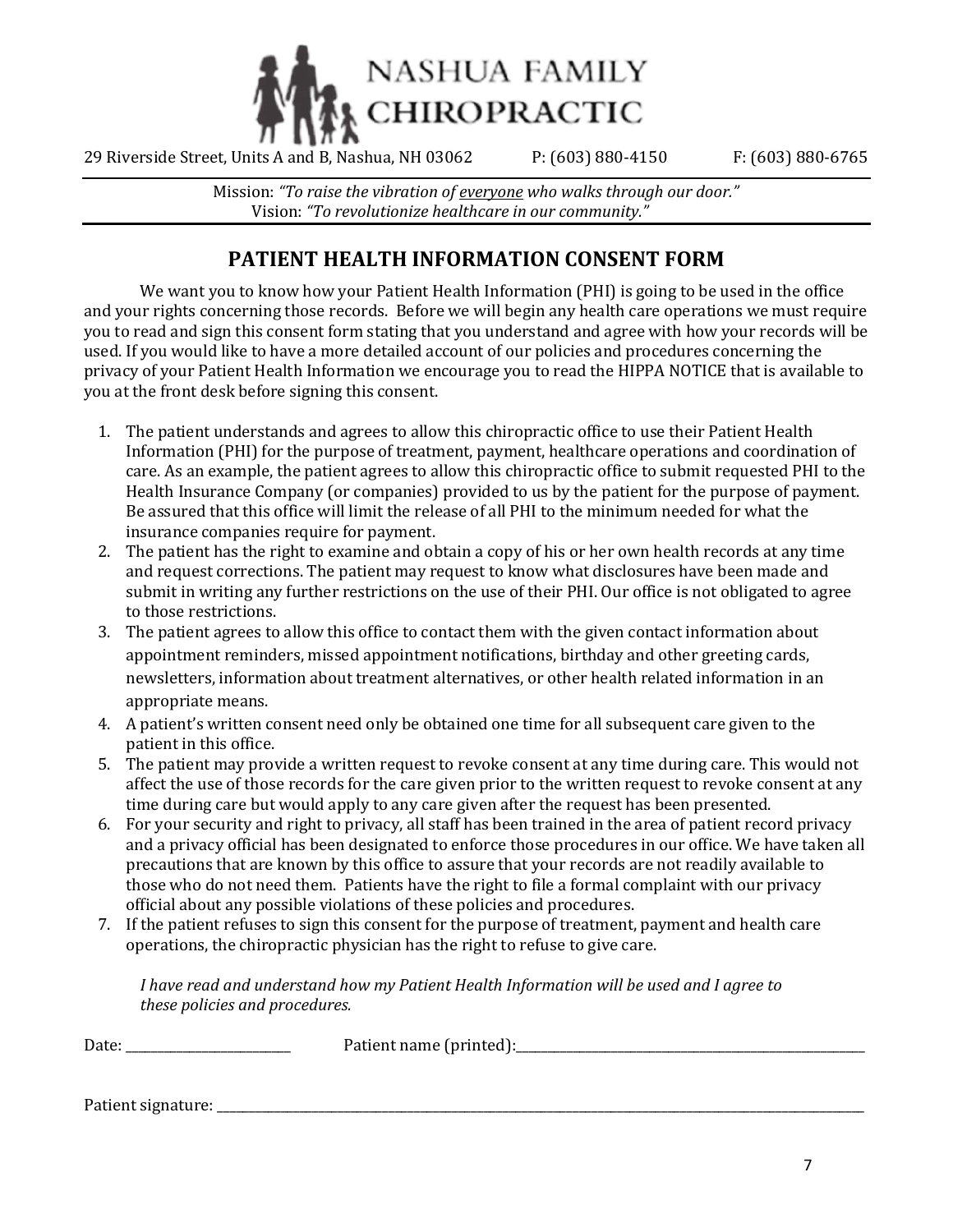NASHUA FAMILY CHIROPRACTIC

29 Riverside Street, Units A and B, Nashua, NH 03062 P: (603) 880-4150 F: (603) 880-6765

Mission: *"To raise the vibration of everyone who walks through our door."*
Vision: *"To revolutionize healthcare in our community."*

## PATIENT HEALTH INFORMATION CONSENT FORM

We want you to know how your Patient Health Information (PHI) is going to be used in the office and your rights concerning those records. Before we will begin any health care operations we must require you to read and sign this consent form stating that you understand and agree with how your records will be used. If you would like to have a more detailed account of our policies and procedures concerning the privacy of your Patient Health Information we encourage you to read the HIPPA NOTICE that is available to you at the front desk before signing this consent.

1. The patient understands and agrees to allow this chiropractic office to use their Patient Health Information (PHI) for the purpose of treatment, payment, healthcare operations and coordination of care. As an example, the patient agrees to allow this chiropractic office to submit requested PHI to the Health Insurance Company (or companies) provided to us by the patient for the purpose of payment. Be assured that this office will limit the release of all PHI to the minimum needed for what the insurance companies require for payment.
2. The patient has the right to examine and obtain a copy of his or her own health records at any time and request corrections. The patient may request to know what disclosures have been made and submit in writing any further restrictions on the use of their PHI. Our office is not obligated to agree to those restrictions.
3. The patient agrees to allow this office to contact them with the given contact information about appointment reminders, missed appointment notifications, birthday and other greeting cards, newsletters, information about treatment alternatives, or other health related information in an appropriate means.
4. A patient's written consent need only be obtained one time for all subsequent care given to the patient in this office.
5. The patient may provide a written request to revoke consent at any time during care. This would not affect the use of those records for the care given prior to the written request to revoke consent at any time during care but would apply to any care given after the request has been presented.
6. For your security and right to privacy, all staff has been trained in the area of patient record privacy and a privacy official has been designated to enforce those procedures in our office. We have taken all precautions that are known by this office to assure that your records are not readily available to those who do not need them. Patients have the right to file a formal complaint with our privacy official about any possible violations of these policies and procedures.
7. If the patient refuses to sign this consent for the purpose of treatment, payment and health care operations, the chiropractic physician has the right to refuse to give care.

*I have read and understand how my Patient Health Information will be used and I agree to these policies and procedures.*

Date: ____________________ Patient name (printed):____________________________________________

Patient signature: ______________________________________________________________________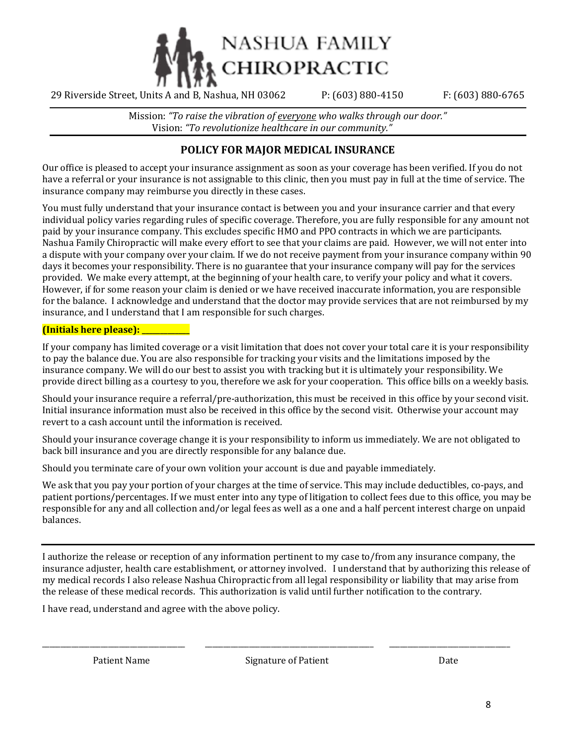# NASHUA FAMILY CHIROPRACTIC

29 Riverside Street, Units A and B, Nashua, NH 03062 P: (603) 880-4150 F: (603) 880-6765

Mission: *"To raise the vibration of everyone who walks through our door."*
Vision: *"To revolutionize healthcare in our community."*

## POLICY FOR MAJOR MEDICAL INSURANCE

Our office is pleased to accept your insurance assignment as soon as your coverage has been verified. If you do not have a referral or your insurance is not assignable to this clinic, then you must pay in full at the time of service. The insurance company may reimburse you directly in these cases.

You must fully understand that your insurance contact is between you and your insurance carrier and that every individual policy varies regarding rules of specific coverage. Therefore, you are fully responsible for any amount not paid by your insurance company. This excludes specific HMO and PPO contracts in which we are participants. Nashua Family Chiropractic will make every effort to see that your claims are paid. However, we will not enter into a dispute with your company over your claim. If we do not receive payment from your insurance company within 90 days it becomes your responsibility. There is no guarantee that your insurance company will pay for the services provided. We make every attempt, at the beginning of your health care, to verify your policy and what it covers. However, if for some reason your claim is denied or we have received inaccurate information, you are responsible for the balance. I acknowledge and understand that the doctor may provide services that are not reimbursed by my insurance, and I understand that I am responsible for such charges.

**(Initials here please): ___________**

If your company has limited coverage or a visit limitation that does not cover your total care it is your responsibility to pay the balance due. You are also responsible for tracking your visits and the limitations imposed by the insurance company. We will do our best to assist you with tracking but it is ultimately your responsibility. We provide direct billing as a courtesy to you, therefore we ask for your cooperation. This office bills on a weekly basis.

Should your insurance require a referral/pre-authorization, this must be received in this office by your second visit. Initial insurance information must also be received in this office by the second visit. Otherwise your account may revert to a cash account until the information is received.

Should your insurance coverage change it is your responsibility to inform us immediately. We are not obligated to back bill insurance and you are directly responsible for any balance due.

Should you terminate care of your own volition your account is due and payable immediately.

We ask that you pay your portion of your charges at the time of service. This may include deductibles, co-pays, and patient portions/percentages. If we must enter into any type of litigation to collect fees due to this office, you may be responsible for any and all collection and/or legal fees as well as a one and a half percent interest charge on unpaid balances.

---

I authorize the release or reception of any information pertinent to my case to/from any insurance company, the insurance adjuster, health care establishment, or attorney involved. I understand that by authorizing this release of my medical records I also release Nashua Chiropractic from all legal responsibility or liability that may arise from the release of these medical records. This authorization is valid until further notification to the contrary.

I have read, understand and agree with the above policy.

_______________________________ _______________________________ _______________________________

Patient Name Signature of Patient Date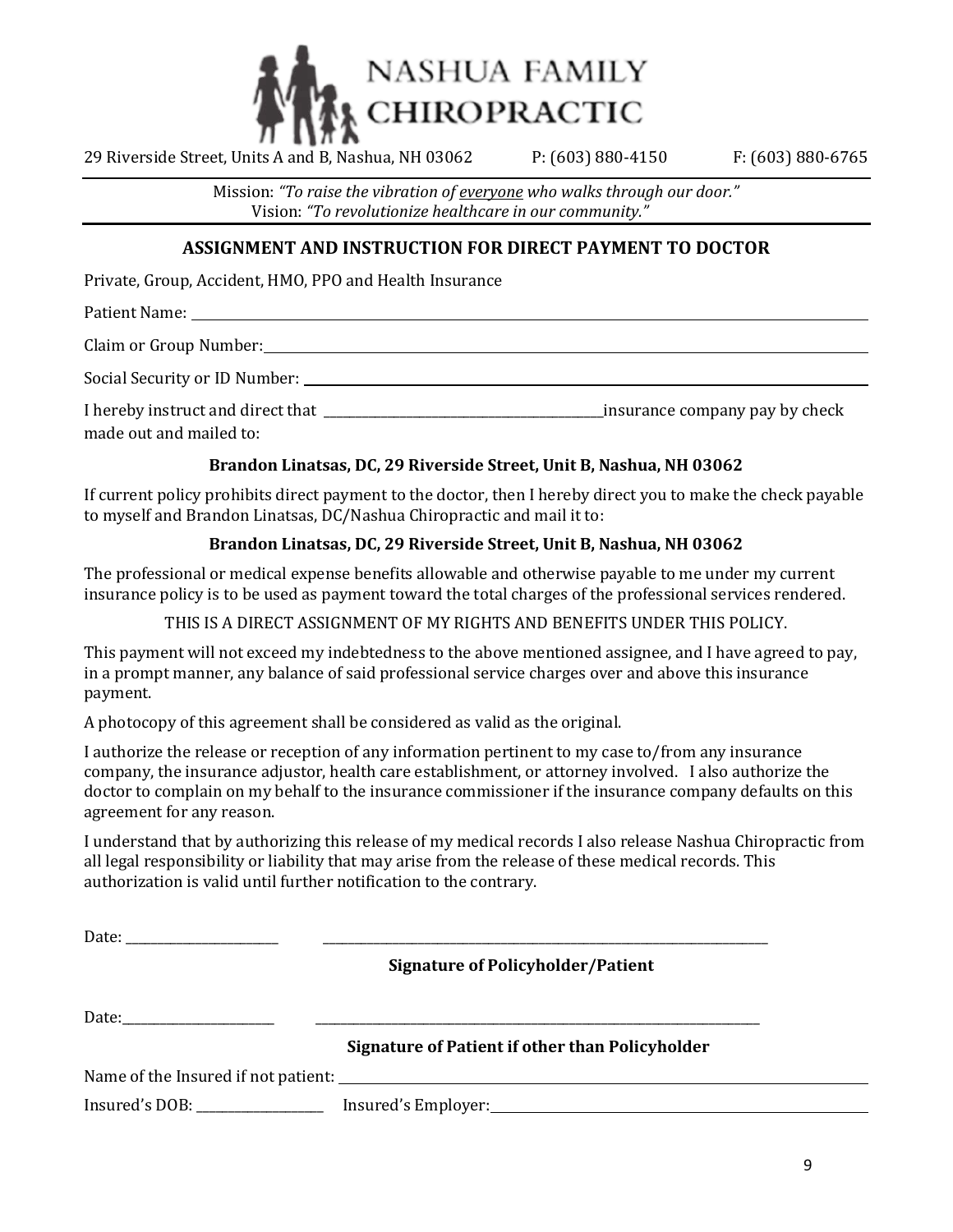# NASHUA FAMILY CHIROPRACTIC

29 Riverside Street, Units A and B, Nashua, NH 03062 P: (603) 880-4150 F: (603) 880-6765

Mission: *"To raise the vibration of everyone who walks through our door."*
Vision: *"To revolutionize healthcare in our community."*

## ASSIGNMENT AND INSTRUCTION FOR DIRECT PAYMENT TO DOCTOR

Private, Group, Accident, HMO, PPO and Health Insurance

Patient Name: ____________________________________________

Claim or Group Number: ____________________________________________

Social Security or ID Number: ____________________________________________

I hereby instruct and direct that ______________________________ insurance company pay by check made out and mailed to:

**Brandon Linatsas, DC, 29 Riverside Street, Unit B, Nashua, NH 03062**

If current policy prohibits direct payment to the doctor, then I hereby direct you to make the check payable to myself and Brandon Linatsas, DC/Nashua Chiropractic and mail it to:

**Brandon Linatsas, DC, 29 Riverside Street, Unit B, Nashua, NH 03062**

The professional or medical expense benefits allowable and otherwise payable to me under my current insurance policy is to be used as payment toward the total charges of the professional services rendered.

THIS IS A DIRECT ASSIGNMENT OF MY RIGHTS AND BENEFITS UNDER THIS POLICY.

This payment will not exceed my indebtedness to the above mentioned assignee, and I have agreed to pay, in a prompt manner, any balance of said professional service charges over and above this insurance payment.

A photocopy of this agreement shall be considered as valid as the original.

I authorize the release or reception of any information pertinent to my case to/from any insurance company, the insurance adjustor, health care establishment, or attorney involved. I also authorize the doctor to complain on my behalf to the insurance commissioner if the insurance company defaults on this agreement for any reason.

I understand that by authorizing this release of my medical records I also release Nashua Chiropractic from all legal responsibility or liability that may arise from the release of these medical records. This authorization is valid until further notification to the contrary.

Date: ____________________ ____________________________________________

**Signature of Policyholder/Patient**

Date: ____________________ ____________________________________________

**Signature of Patient if other than Policyholder**

Name of the Insured if not patient: ____________________________________________

Insured's DOB: ________________ Insured's Employer: ____________________________________________